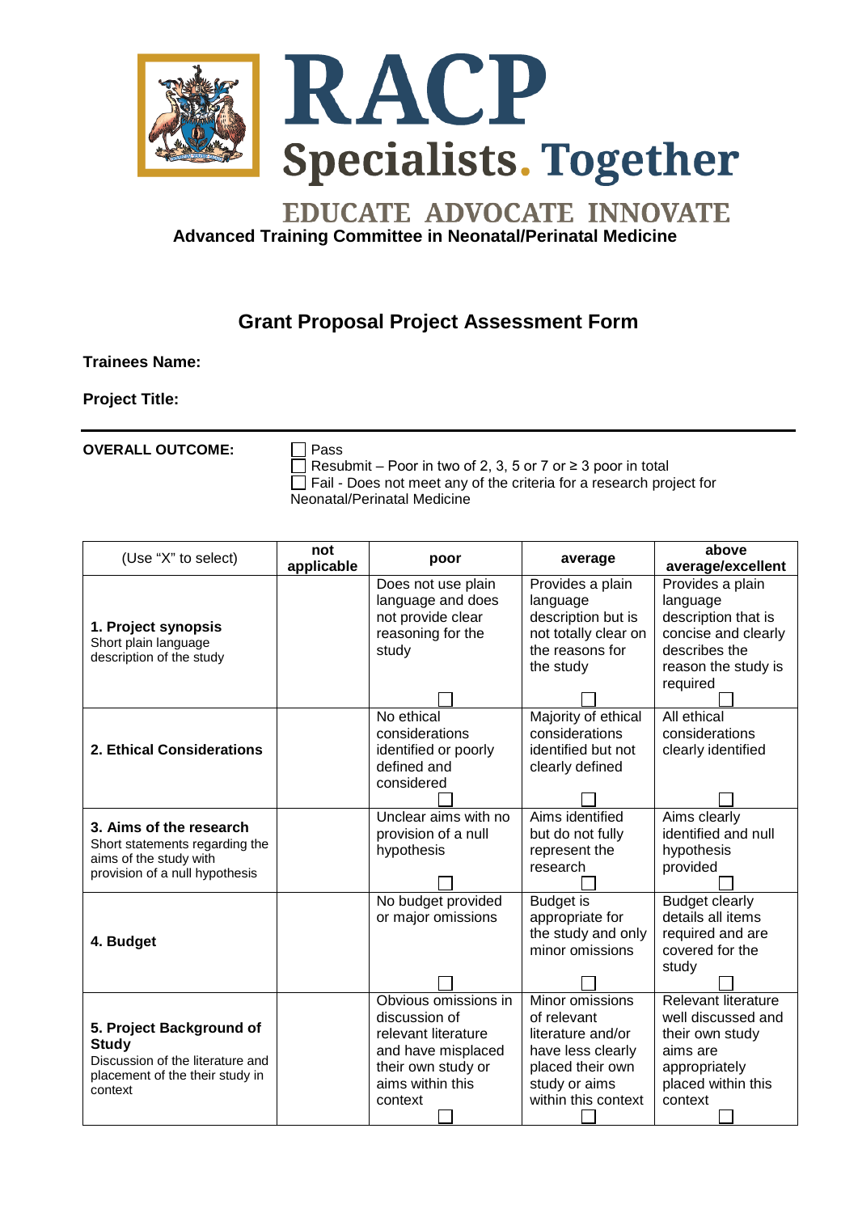RACP

Specialists. Together

EDUCATE ADVOCATE INNOVATE

**Advanced Training Committee in Neonatal/Perinatal Medicine**

## Grant Proposal Project Assessment Form

**Trainees Name:**

**Project Title:**

---

**OVERALL OUTCOME:**

☐ Pass
☐ Resubmit – Poor in two of 2, 3, 5 or 7 or ≥ 3 poor in total
☐ Fail - Does not meet any of the criteria for a research project for Neonatal/Perinatal Medicine

| (Use "X" to select) | **not applicable** | **poor** | **average** | **above average/excellent** |
|---|---|---|---|---|
| **1. Project synopsis** Short plain language description of the study | | Does not use plain language and does not provide clear reasoning for the study ☐ | Provides a plain language description but is not totally clear on the reasons for the study ☐ | Provides a plain language description that is concise and clearly describes the reason the study is required ☐ |
| **2. Ethical Considerations** | | No ethical considerations identified or poorly defined and considered ☐ | Majority of ethical considerations identified but not clearly defined ☐ | All ethical considerations clearly identified ☐ |
| **3. Aims of the research** Short statements regarding the aims of the study with provision of a null hypothesis | | Unclear aims with no provision of a null hypothesis ☐ | Aims identified but do not fully represent the research ☐ | Aims clearly identified and null hypothesis provided ☐ |
| **4. Budget** | | No budget provided or major omissions ☐ | Budget is appropriate for the study and only minor omissions ☐ | Budget clearly details all items required and are covered for the study ☐ |
| **5. Project Background of Study** Discussion of the literature and placement of the their study in context | | Obvious omissions in discussion of relevant literature and have misplaced their own study or aims within this context ☐ | Minor omissions of relevant literature and/or have less clearly placed their own study or aims within this context ☐ | Relevant literature well discussed and their own study aims are appropriately placed within this context ☐ |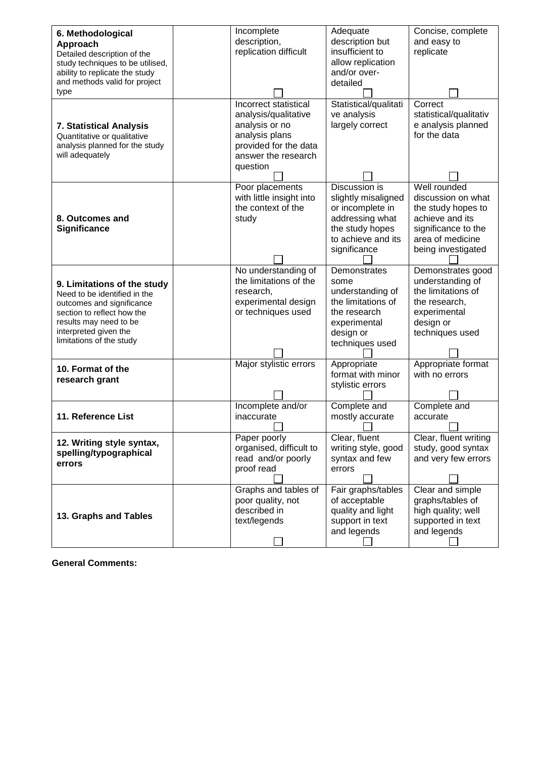| | | | | |
|---|---|---|---|---|
| **6. Methodological Approach** Detailed description of the study techniques to be utilised, ability to replicate the study and methods valid for project type | | Incomplete description, replication difficult ☐ | Adequate description but insufficient to allow replication and/or over-detailed ☐ | Concise, complete and easy to replicate ☐ |
| **7. Statistical Analysis** Quantitative or qualitative analysis planned for the study will adequately | | Incorrect statistical analysis/qualitative analysis or no analysis plans provided for the data answer the research question ☐ | Statistical/qualitative analysis largely correct ☐ | Correct statistical/qualitative analysis planned for the data ☐ |
| **8. Outcomes and Significance** | | Poor placements with little insight into the context of the study ☐ | Discussion is slightly misaligned or incomplete in addressing what the study hopes to achieve and its significance ☐ | Well rounded discussion on what the study hopes to achieve and its significance to the area of medicine being investigated ☐ |
| **9. Limitations of the study** Need to be identified in the outcomes and significance section to reflect how the results may need to be interpreted given the limitations of the study | | No understanding of the limitations of the research, experimental design or techniques used ☐ | Demonstrates some understanding of the limitations of the research experimental design or techniques used ☐ | Demonstrates good understanding of the limitations of the research, experimental design or techniques used ☐ |
| **10. Format of the research grant** | | Major stylistic errors ☐ | Appropriate format with minor stylistic errors ☐ | Appropriate format with no errors ☐ |
| **11. Reference List** | | Incomplete and/or inaccurate ☐ | Complete and mostly accurate ☐ | Complete and accurate ☐ |
| **12. Writing style syntax, spelling/typographical errors** | | Paper poorly organised, difficult to read and/or poorly proof read ☐ | Clear, fluent writing style, good syntax and few errors ☐ | Clear, fluent writing study, good syntax and very few errors ☐ |
| **13. Graphs and Tables** | | Graphs and tables of poor quality, not described in text/legends ☐ | Fair graphs/tables of acceptable quality and light support in text and legends ☐ | Clear and simple graphs/tables of high quality; well supported in text and legends ☐ |

**General Comments:**